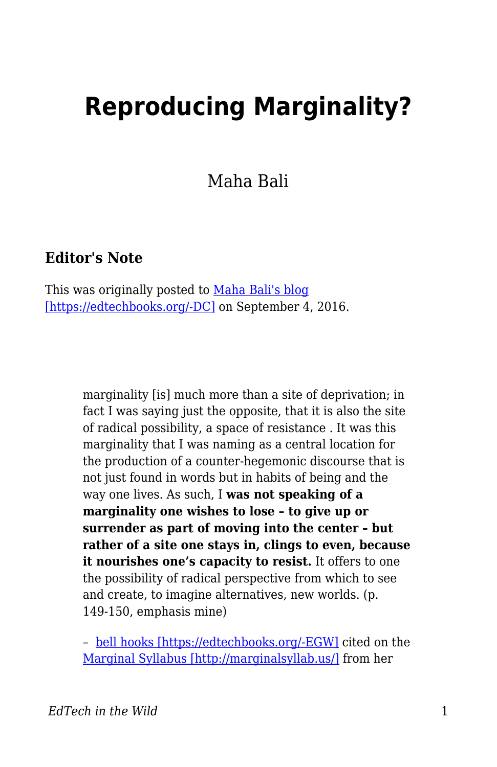# Reproducing Marginality?

Maha Bali

### Editor's Note

This was originally posted to [Maha Bali's blog [https://edtechbooks.org/-DC]](https://edtechbooks.org/-DC) on September 4, 2016.

> marginality [is] much more than a site of deprivation; in fact I was saying just the opposite, that it is also the site of radical possibility, a space of resistance . It was this marginality that I was naming as a central location for the production of a counter-hegemonic discourse that is not just found in words but in habits of being and the way one lives. As such, I **was not speaking of a marginality one wishes to lose – to give up or surrender as part of moving into the center – but rather of a site one stays in, clings to even, because it nourishes one's capacity to resist.** It offers to one the possibility of radical perspective from which to see and create, to imagine alternatives, new worlds. (p. 149-150, emphasis mine)
>
> – [bell hooks [https://edtechbooks.org/-EGW]](https://edtechbooks.org/-EGW) cited on the [Marginal Syllabus [http://marginalsyllab.us/]](http://marginalsyllab.us/) from her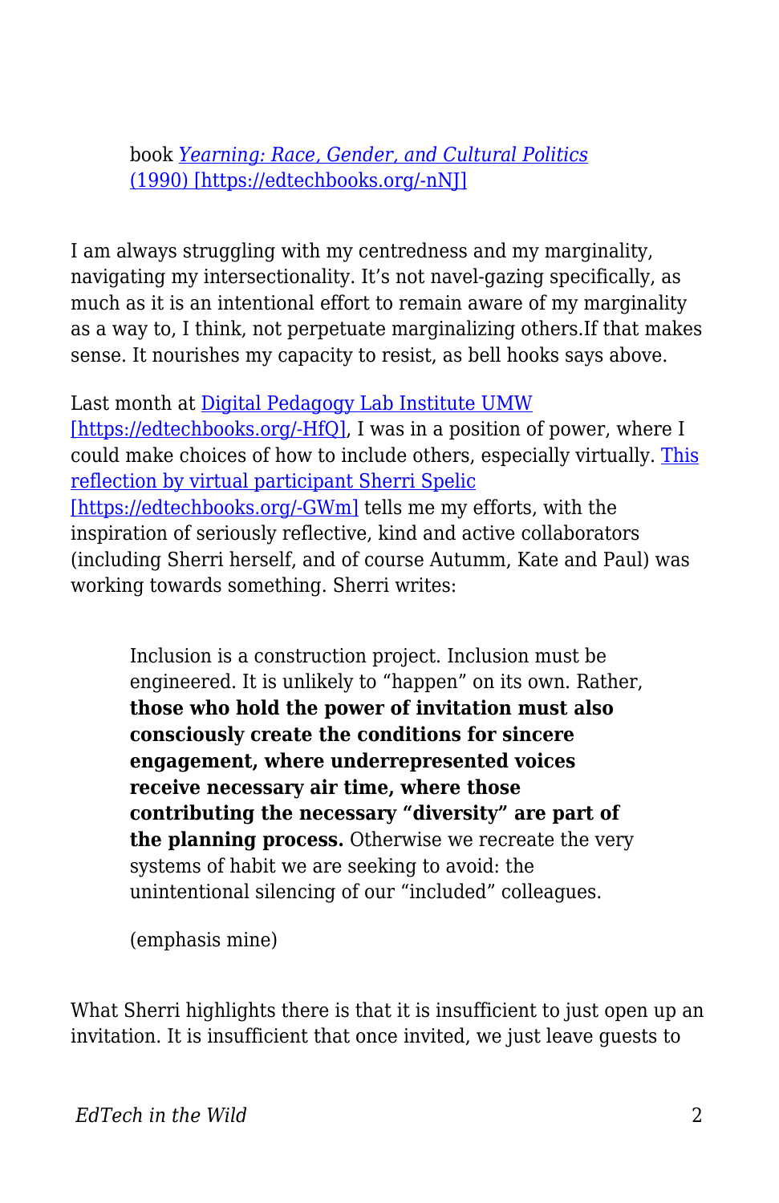> book [*Yearning: Race, Gender, and Cultural Politics* (1990) [https://edtechbooks.org/-nNJ]](https://edtechbooks.org/-nNJ)

I am always struggling with my centredness and my marginality, navigating my intersectionality. It's not navel-gazing specifically, as much as it is an intentional effort to remain aware of my marginality as a way to, I think, not perpetuate marginalizing others.If that makes sense. It nourishes my capacity to resist, as bell hooks says above.

Last month at [Digital Pedagogy Lab Institute UMW [https://edtechbooks.org/-HfQ]](https://edtechbooks.org/-HfQ), I was in a position of power, where I could make choices of how to include others, especially virtually. [This reflection by virtual participant Sherri Spelic [https://edtechbooks.org/-GWm]](https://edtechbooks.org/-GWm) tells me my efforts, with the inspiration of seriously reflective, kind and active collaborators (including Sherri herself, and of course Autumm, Kate and Paul) was working towards something. Sherri writes:

> Inclusion is a construction project. Inclusion must be engineered. It is unlikely to "happen" on its own. Rather, **those who hold the power of invitation must also consciously create the conditions for sincere engagement, where underrepresented voices receive necessary air time, where those contributing the necessary "diversity" are part of the planning process.** Otherwise we recreate the very systems of habit we are seeking to avoid: the unintentional silencing of our "included" colleagues.
>
> (emphasis mine)

What Sherri highlights there is that it is insufficient to just open up an invitation. It is insufficient that once invited, we just leave guests to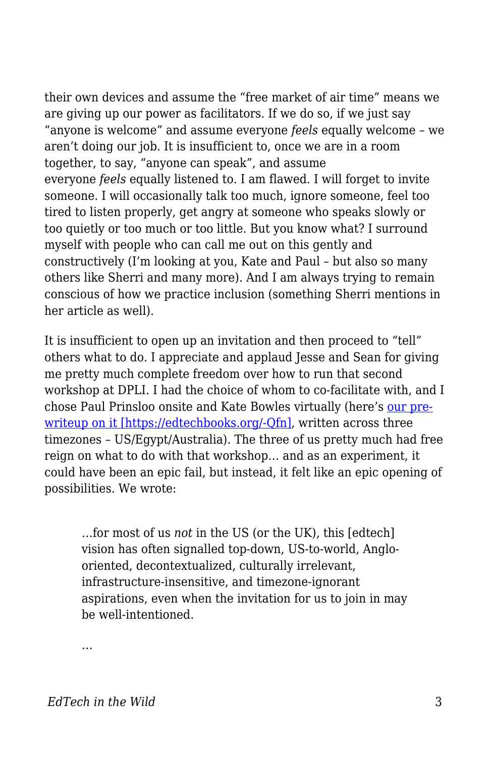their own devices and assume the “free market of air time” means we are giving up our power as facilitators. If we do so, if we just say “anyone is welcome” and assume everyone *feels* equally welcome – we aren’t doing our job. It is insufficient to, once we are in a room together, to say, “anyone can speak”, and assume everyone *feels* equally listened to. I am flawed. I will forget to invite someone. I will occasionally talk too much, ignore someone, feel too tired to listen properly, get angry at someone who speaks slowly or too quietly or too much or too little. But you know what? I surround myself with people who can call me out on this gently and constructively (I’m looking at you, Kate and Paul – but also so many others like Sherri and many more). And I am always trying to remain conscious of how we practice inclusion (something Sherri mentions in her article as well).

It is insufficient to open up an invitation and then proceed to “tell” others what to do. I appreciate and applaud Jesse and Sean for giving me pretty much complete freedom over how to run that second workshop at DPLI. I had the choice of whom to co-facilitate with, and I chose Paul Prinsloo onsite and Kate Bowles virtually (here’s [our pre-writeup on it [https://edtechbooks.org/-Qfn]](https://edtechbooks.org/-Qfn), written across three timezones – US/Egypt/Australia). The three of us pretty much had free reign on what to do with that workshop… and as an experiment, it could have been an epic fail, but instead, it felt like an epic opening of possibilities. We wrote:

> …for most of us *not* in the US (or the UK), this [edtech] vision has often signalled top-down, US-to-world, Anglo-oriented, decontextualized, culturally irrelevant, infrastructure-insensitive, and timezone-ignorant aspirations, even when the invitation for us to join in may be well-intentioned.
>
> …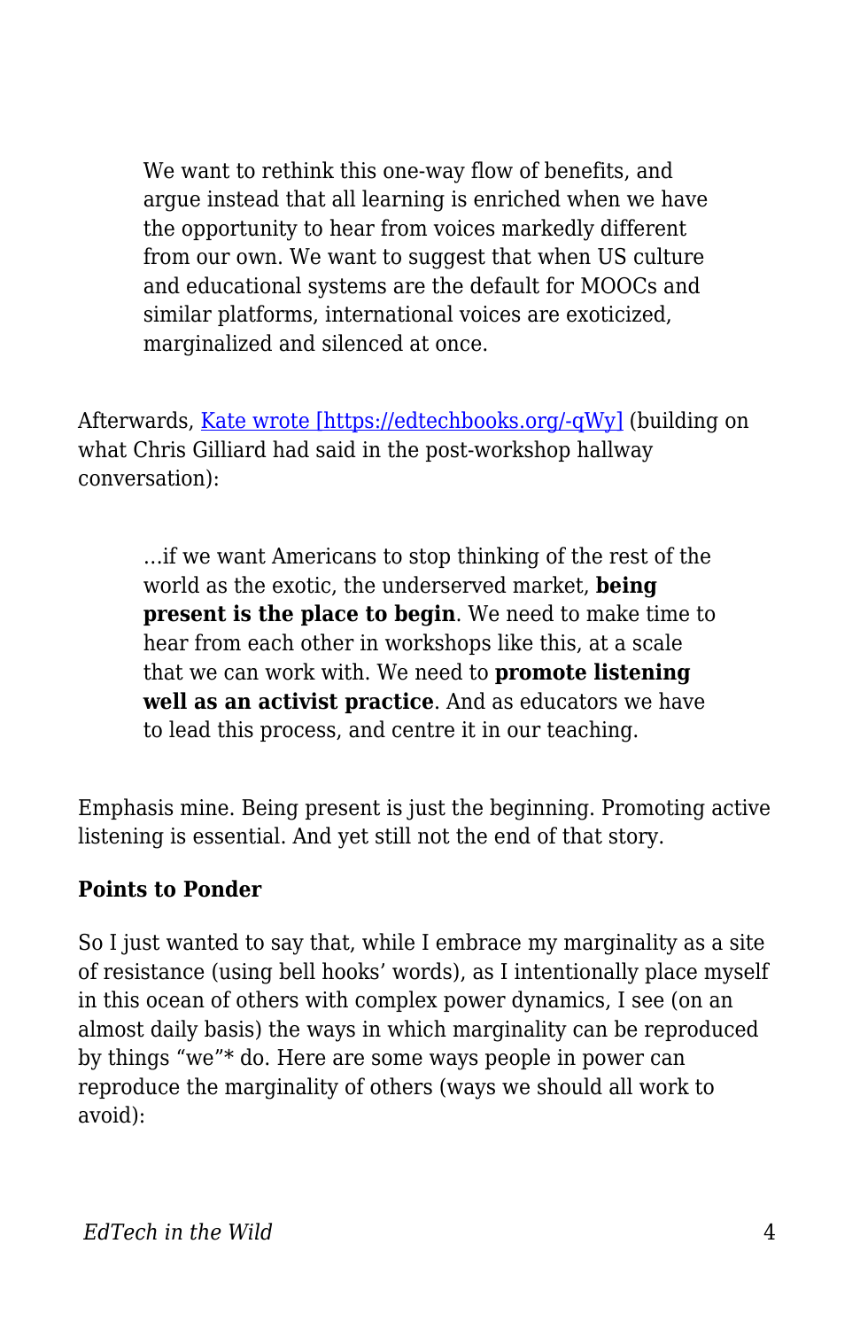> We want to rethink this one-way flow of benefits, and argue instead that all learning is enriched when we have the opportunity to hear from voices markedly different from our own. We want to suggest that when US culture and educational systems are the default for MOOCs and similar platforms, international voices are exoticized, marginalized and silenced at once.

Afterwards, [Kate wrote [https://edtechbooks.org/-qWy]](https://edtechbooks.org/-qWy) (building on what Chris Gilliard had said in the post-workshop hallway conversation):

> …if we want Americans to stop thinking of the rest of the world as the exotic, the underserved market, **being present is the place to begin**. We need to make time to hear from each other in workshops like this, at a scale that we can work with. We need to **promote listening well as an activist practice**. And as educators we have to lead this process, and centre it in our teaching.

Emphasis mine. Being present is just the beginning. Promoting active listening is essential. And yet still not the end of that story.

**Points to Ponder**

So I just wanted to say that, while I embrace my marginality as a site of resistance (using bell hooks' words), as I intentionally place myself in this ocean of others with complex power dynamics, I see (on an almost daily basis) the ways in which marginality can be reproduced by things "we"* do. Here are some ways people in power can reproduce the marginality of others (ways we should all work to avoid):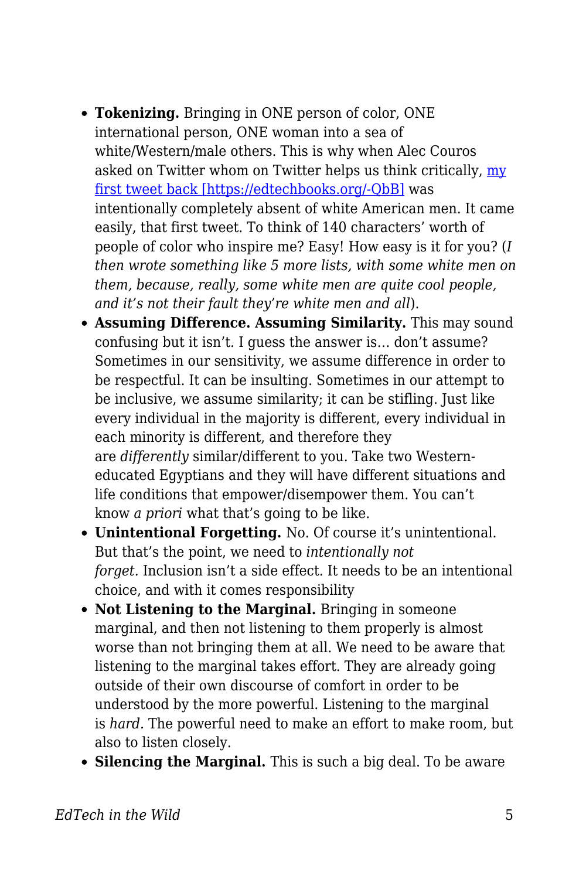- **Tokenizing.** Bringing in ONE person of color, ONE international person, ONE woman into a sea of white/Western/male others. This is why when Alec Couros asked on Twitter whom on Twitter helps us think critically, [my first tweet back [https://edtechbooks.org/-QbB]](https://edtechbooks.org/-QbB) was intentionally completely absent of white American men. It came easily, that first tweet. To think of 140 characters' worth of people of color who inspire me? Easy! How easy is it for you? (*I then wrote something like 5 more lists, with some white men on them, because, really, some white men are quite cool people, and it's not their fault they're white men and all*).
- **Assuming Difference. Assuming Similarity.** This may sound confusing but it isn't. I guess the answer is… don't assume? Sometimes in our sensitivity, we assume difference in order to be respectful. It can be insulting. Sometimes in our attempt to be inclusive, we assume similarity; it can be stifling. Just like every individual in the majority is different, every individual in each minority is different, and therefore they are *differently* similar/different to you. Take two Western-educated Egyptians and they will have different situations and life conditions that empower/disempower them. You can't know *a priori* what that's going to be like.
- **Unintentional Forgetting.** No. Of course it's unintentional. But that's the point, we need to *intentionally not forget.* Inclusion isn't a side effect. It needs to be an intentional choice, and with it comes responsibility
- **Not Listening to the Marginal.** Bringing in someone marginal, and then not listening to them properly is almost worse than not bringing them at all. We need to be aware that listening to the marginal takes effort. They are already going outside of their own discourse of comfort in order to be understood by the more powerful. Listening to the marginal is *hard.* The powerful need to make an effort to make room, but also to listen closely.
- **Silencing the Marginal.** This is such a big deal. To be aware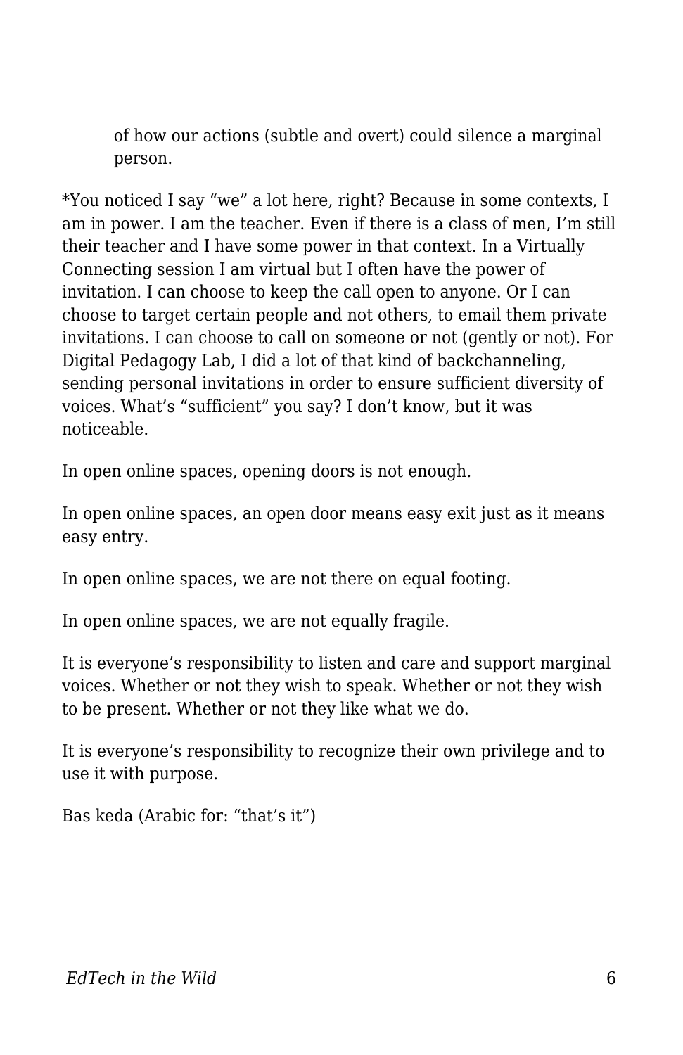> of how our actions (subtle and overt) could silence a marginal person.

*You noticed I say “we” a lot here, right? Because in some contexts, I am in power. I am the teacher. Even if there is a class of men, I’m still their teacher and I have some power in that context. In a Virtually Connecting session I am virtual but I often have the power of invitation. I can choose to keep the call open to anyone. Or I can choose to target certain people and not others, to email them private invitations. I can choose to call on someone or not (gently or not). For Digital Pedagogy Lab, I did a lot of that kind of backchanneling, sending personal invitations in order to ensure sufficient diversity of voices. What’s “sufficient” you say? I don’t know, but it was noticeable.

In open online spaces, opening doors is not enough.

In open online spaces, an open door means easy exit just as it means easy entry.

In open online spaces, we are not there on equal footing.

In open online spaces, we are not equally fragile.

It is everyone’s responsibility to listen and care and support marginal voices. Whether or not they wish to speak. Whether or not they wish to be present. Whether or not they like what we do.

It is everyone’s responsibility to recognize their own privilege and to use it with purpose.

Bas keda (Arabic for: “that’s it”)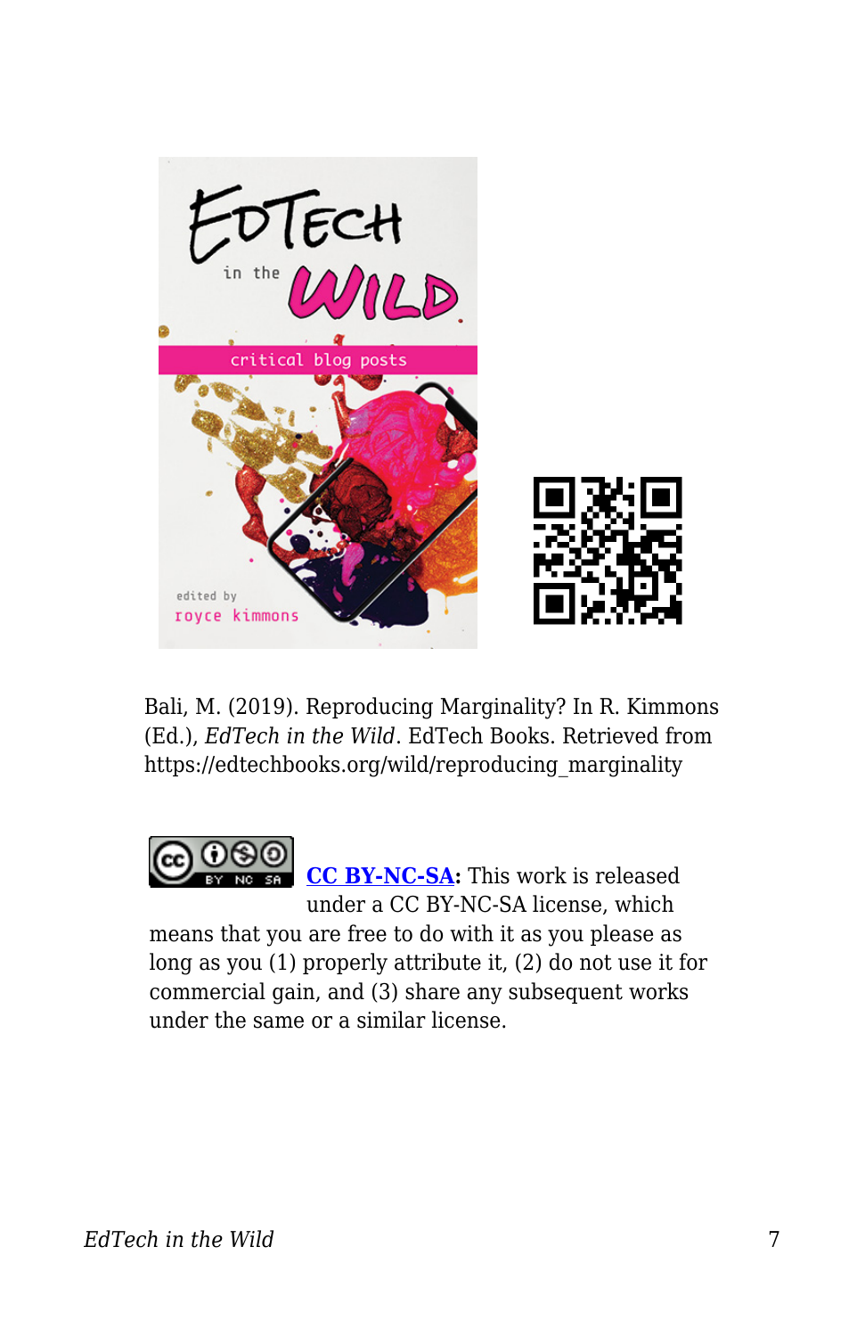Bali, M. (2019). Reproducing Marginality? In R. Kimmons (Ed.), *EdTech in the Wild*. EdTech Books. Retrieved from https://edtechbooks.org/wild/reproducing_marginality

**CC BY-NC-SA:** This work is released under a CC BY-NC-SA license, which means that you are free to do with it as you please as long as you (1) properly attribute it, (2) do not use it for commercial gain, and (3) share any subsequent works under the same or a similar license.